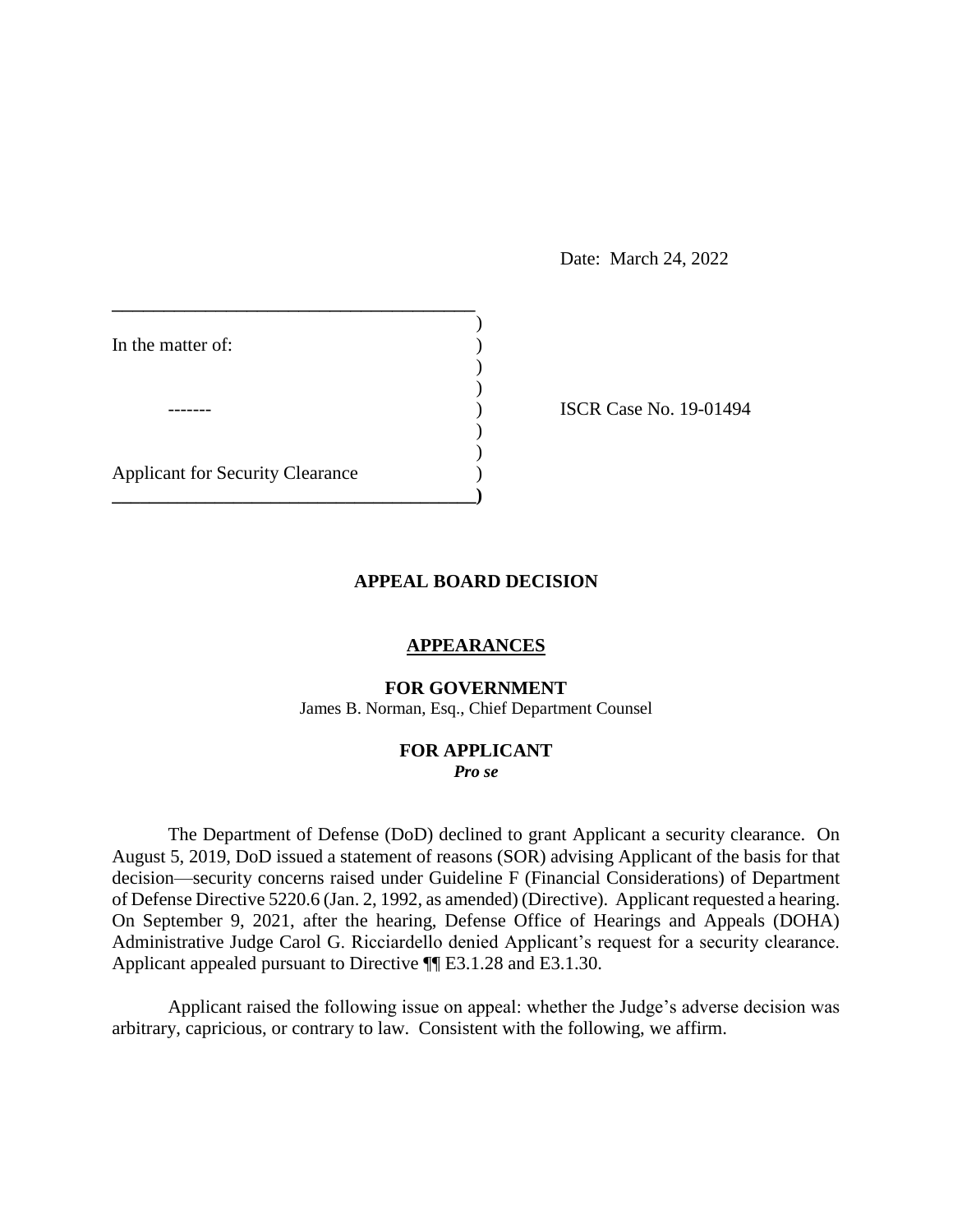Date: March 24, 2022

| | | |
|---|---|---|
| In the matter of: | ) | |
| | ) | |
| ------- | ) | ISCR Case No. 19-01494 |
| | ) | |
| Applicant for Security Clearance | ) | |

## APPEAL BOARD DECISION

### APPEARANCES

**FOR GOVERNMENT**
James B. Norman, Esq., Chief Department Counsel

**FOR APPLICANT**
***Pro se***

The Department of Defense (DoD) declined to grant Applicant a security clearance. On August 5, 2019, DoD issued a statement of reasons (SOR) advising Applicant of the basis for that decision—security concerns raised under Guideline F (Financial Considerations) of Department of Defense Directive 5220.6 (Jan. 2, 1992, as amended) (Directive). Applicant requested a hearing. On September 9, 2021, after the hearing, Defense Office of Hearings and Appeals (DOHA) Administrative Judge Carol G. Ricciardello denied Applicant's request for a security clearance. Applicant appealed pursuant to Directive ¶¶ E3.1.28 and E3.1.30.

Applicant raised the following issue on appeal: whether the Judge's adverse decision was arbitrary, capricious, or contrary to law. Consistent with the following, we affirm.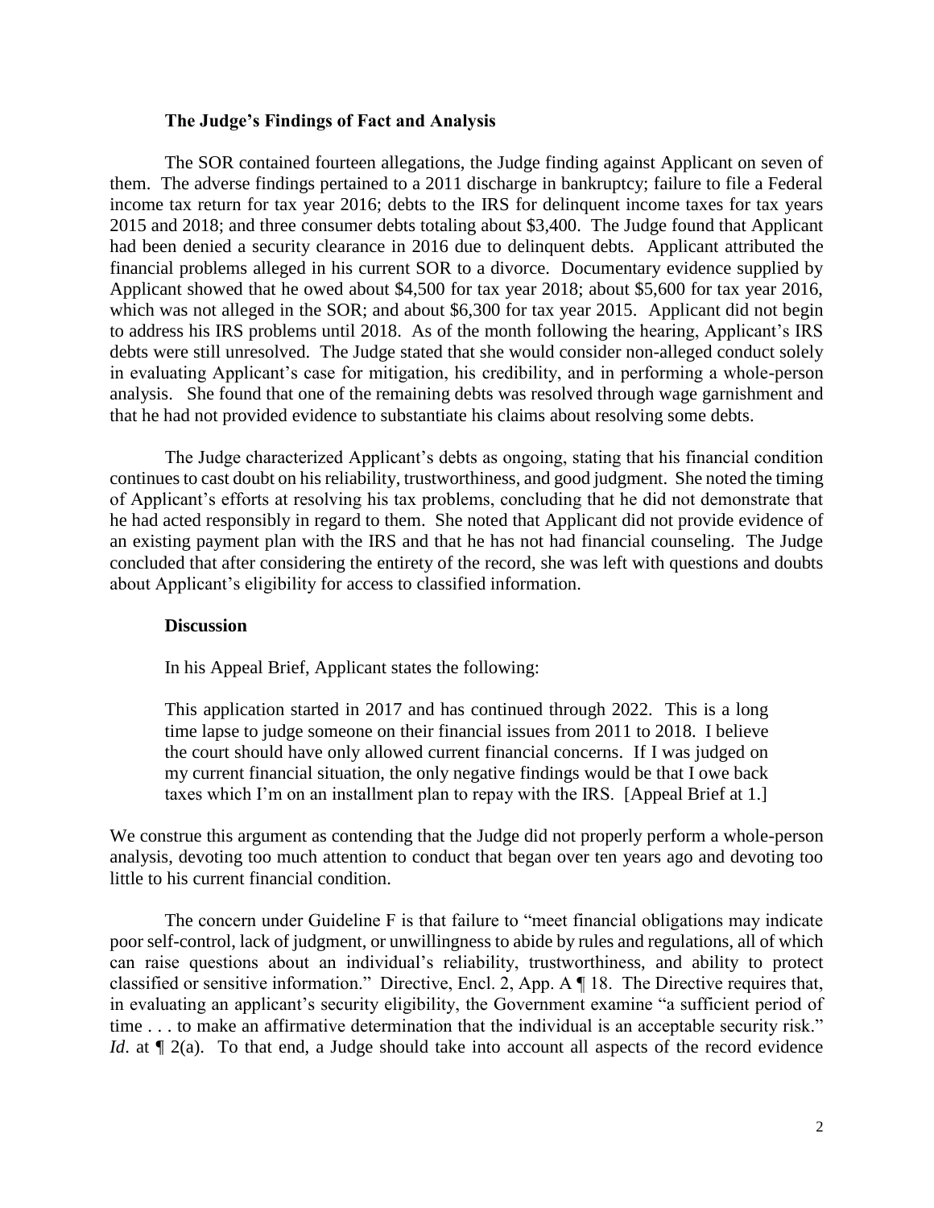### The Judge's Findings of Fact and Analysis

The SOR contained fourteen allegations, the Judge finding against Applicant on seven of them. The adverse findings pertained to a 2011 discharge in bankruptcy; failure to file a Federal income tax return for tax year 2016; debts to the IRS for delinquent income taxes for tax years 2015 and 2018; and three consumer debts totaling about $3,400. The Judge found that Applicant had been denied a security clearance in 2016 due to delinquent debts. Applicant attributed the financial problems alleged in his current SOR to a divorce. Documentary evidence supplied by Applicant showed that he owed about $4,500 for tax year 2018; about $5,600 for tax year 2016, which was not alleged in the SOR; and about $6,300 for tax year 2015. Applicant did not begin to address his IRS problems until 2018. As of the month following the hearing, Applicant's IRS debts were still unresolved. The Judge stated that she would consider non-alleged conduct solely in evaluating Applicant's case for mitigation, his credibility, and in performing a whole-person analysis. She found that one of the remaining debts was resolved through wage garnishment and that he had not provided evidence to substantiate his claims about resolving some debts.

The Judge characterized Applicant's debts as ongoing, stating that his financial condition continues to cast doubt on his reliability, trustworthiness, and good judgment. She noted the timing of Applicant's efforts at resolving his tax problems, concluding that he did not demonstrate that he had acted responsibly in regard to them. She noted that Applicant did not provide evidence of an existing payment plan with the IRS and that he has not had financial counseling. The Judge concluded that after considering the entirety of the record, she was left with questions and doubts about Applicant's eligibility for access to classified information.

### Discussion

In his Appeal Brief, Applicant states the following:

> This application started in 2017 and has continued through 2022. This is a long time lapse to judge someone on their financial issues from 2011 to 2018. I believe the court should have only allowed current financial concerns. If I was judged on my current financial situation, the only negative findings would be that I owe back taxes which I'm on an installment plan to repay with the IRS. [Appeal Brief at 1.]

We construe this argument as contending that the Judge did not properly perform a whole-person analysis, devoting too much attention to conduct that began over ten years ago and devoting too little to his current financial condition.

The concern under Guideline F is that failure to "meet financial obligations may indicate poor self-control, lack of judgment, or unwillingness to abide by rules and regulations, all of which can raise questions about an individual's reliability, trustworthiness, and ability to protect classified or sensitive information." Directive, Encl. 2, App. A ¶ 18. The Directive requires that, in evaluating an applicant's security eligibility, the Government examine "a sufficient period of time . . . to make an affirmative determination that the individual is an acceptable security risk." *Id*. at ¶ 2(a). To that end, a Judge should take into account all aspects of the record evidence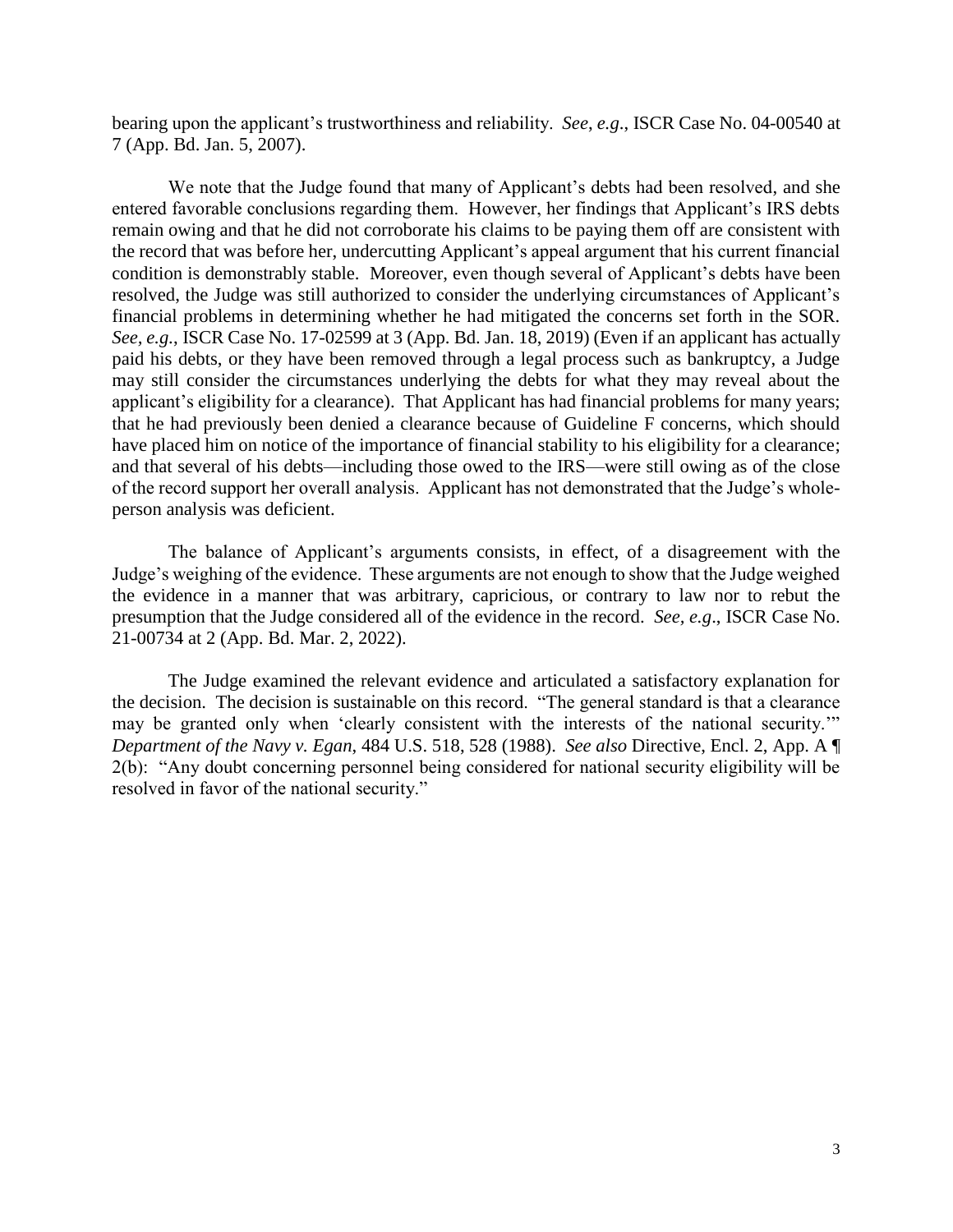bearing upon the applicant's trustworthiness and reliability. *See*, *e.g*., ISCR Case No. 04-00540 at 7 (App. Bd. Jan. 5, 2007).

We note that the Judge found that many of Applicant's debts had been resolved, and she entered favorable conclusions regarding them. However, her findings that Applicant's IRS debts remain owing and that he did not corroborate his claims to be paying them off are consistent with the record that was before her, undercutting Applicant's appeal argument that his current financial condition is demonstrably stable. Moreover, even though several of Applicant's debts have been resolved, the Judge was still authorized to consider the underlying circumstances of Applicant's financial problems in determining whether he had mitigated the concerns set forth in the SOR. *See, e.g.*, ISCR Case No. 17-02599 at 3 (App. Bd. Jan. 18, 2019) (Even if an applicant has actually paid his debts, or they have been removed through a legal process such as bankruptcy, a Judge may still consider the circumstances underlying the debts for what they may reveal about the applicant's eligibility for a clearance). That Applicant has had financial problems for many years; that he had previously been denied a clearance because of Guideline F concerns, which should have placed him on notice of the importance of financial stability to his eligibility for a clearance; and that several of his debts—including those owed to the IRS—were still owing as of the close of the record support her overall analysis. Applicant has not demonstrated that the Judge's whole-person analysis was deficient.

The balance of Applicant's arguments consists, in effect, of a disagreement with the Judge's weighing of the evidence. These arguments are not enough to show that the Judge weighed the evidence in a manner that was arbitrary, capricious, or contrary to law nor to rebut the presumption that the Judge considered all of the evidence in the record. *See, e.g*., ISCR Case No. 21-00734 at 2 (App. Bd. Mar. 2, 2022).

The Judge examined the relevant evidence and articulated a satisfactory explanation for the decision. The decision is sustainable on this record. "The general standard is that a clearance may be granted only when 'clearly consistent with the interests of the national security.'" *Department of the Navy v. Egan*, 484 U.S. 518, 528 (1988). *See also* Directive, Encl. 2, App. A ¶ 2(b): "Any doubt concerning personnel being considered for national security eligibility will be resolved in favor of the national security."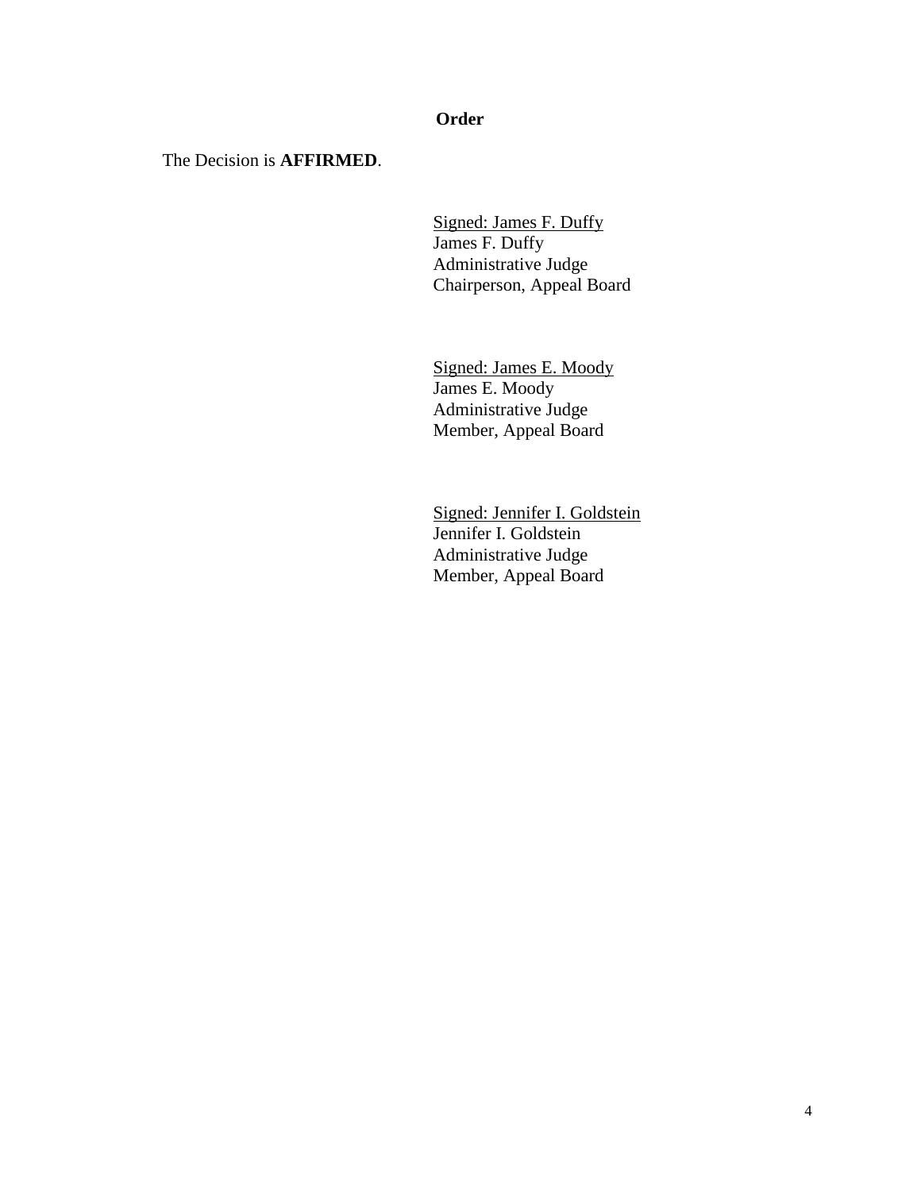## Order

The Decision is **AFFIRMED**.

Signed: James F. Duffy
James F. Duffy
Administrative Judge
Chairperson, Appeal Board

Signed: James E. Moody
James E. Moody
Administrative Judge
Member, Appeal Board

Signed: Jennifer I. Goldstein
Jennifer I. Goldstein
Administrative Judge
Member, Appeal Board